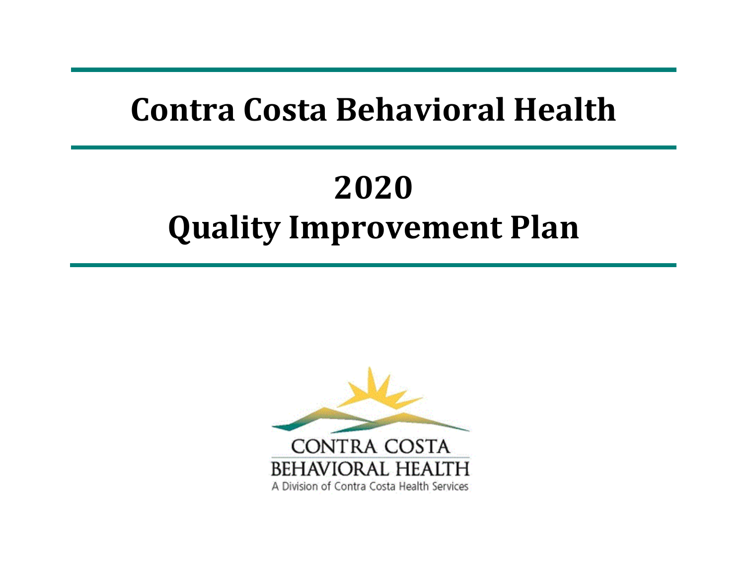# Contra Costa Behavioral Health

# 2020 Quality Improvement Plan

CONTRA COSTA BEHAVIORAL HEALTH

A Division of Contra Costa Health Services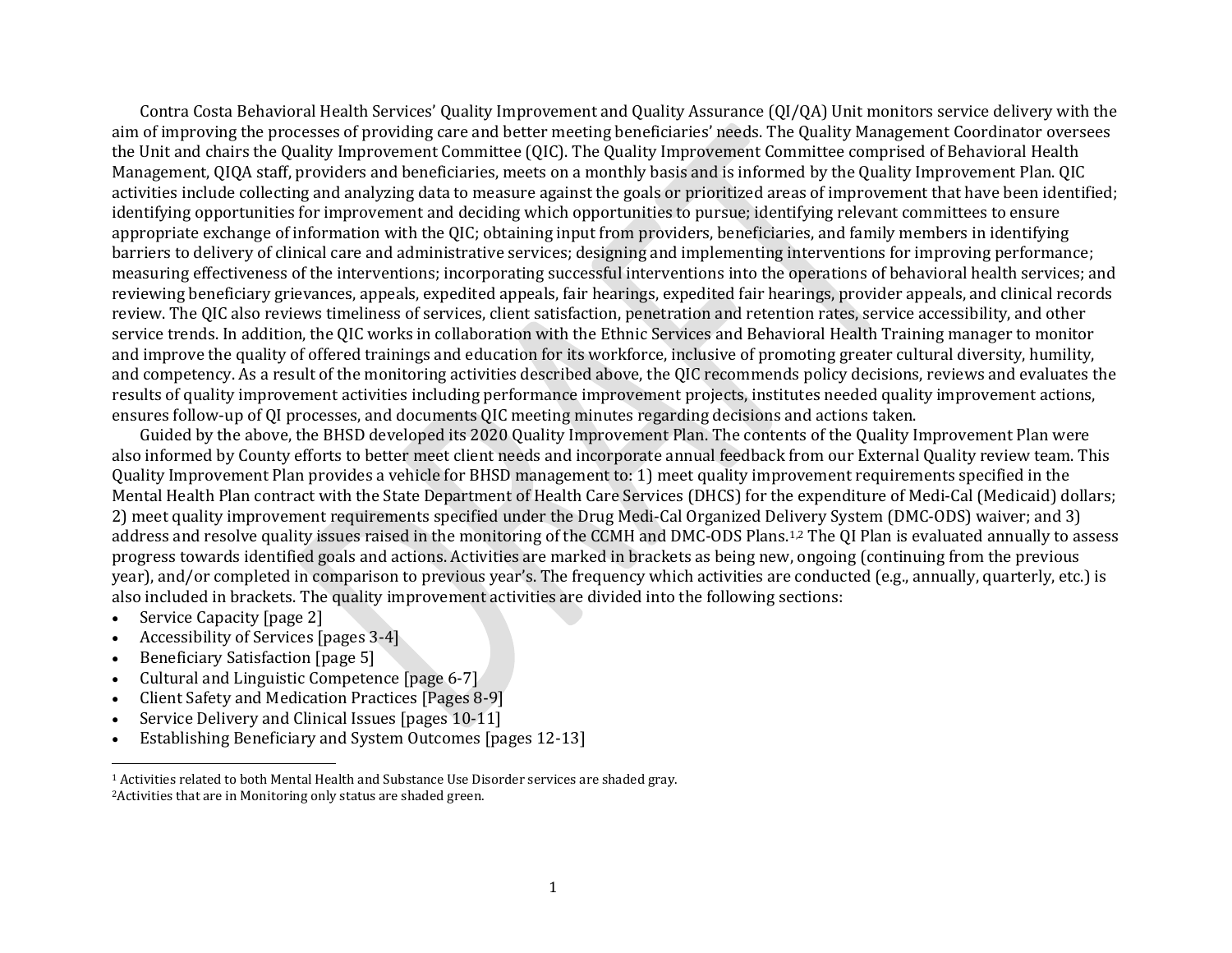Contra Costa Behavioral Health Services' Quality Improvement and Quality Assurance (QI/QA) Unit monitors service delivery with the aim of improving the processes of providing care and better meeting beneficiaries' needs. The Quality Management Coordinator oversees the Unit and chairs the Quality Improvement Committee (QIC). The Quality Improvement Committee comprised of Behavioral Health Management, QIQA staff, providers and beneficiaries, meets on a monthly basis and is informed by the Quality Improvement Plan. QIC activities include collecting and analyzing data to measure against the goals or prioritized areas of improvement that have been identified; identifying opportunities for improvement and deciding which opportunities to pursue; identifying relevant committees to ensure appropriate exchange of information with the QIC; obtaining input from providers, beneficiaries, and family members in identifying barriers to delivery of clinical care and administrative services; designing and implementing interventions for improving performance; measuring effectiveness of the interventions; incorporating successful interventions into the operations of behavioral health services; and reviewing beneficiary grievances, appeals, expedited appeals, fair hearings, expedited fair hearings, provider appeals, and clinical records review. The QIC also reviews timeliness of services, client satisfaction, penetration and retention rates, service accessibility, and other service trends. In addition, the QIC works in collaboration with the Ethnic Services and Behavioral Health Training manager to monitor and improve the quality of offered trainings and education for its workforce, inclusive of promoting greater cultural diversity, humility, and competency. As a result of the monitoring activities described above, the QIC recommends policy decisions, reviews and evaluates the results of quality improvement activities including performance improvement projects, institutes needed quality improvement actions, ensures follow-up of QI processes, and documents QIC meeting minutes regarding decisions and actions taken.

Guided by the above, the BHSD developed its 2020 Quality Improvement Plan. The contents of the Quality Improvement Plan were also informed by County efforts to better meet client needs and incorporate annual feedback from our External Quality review team. This Quality Improvement Plan provides a vehicle for BHSD management to: 1) meet quality improvement requirements specified in the Mental Health Plan contract with the State Department of Health Care Services (DHCS) for the expenditure of Medi-Cal (Medicaid) dollars; 2) meet quality improvement requirements specified under the Drug Medi-Cal Organized Delivery System (DMC-ODS) waiver; and 3) address and resolve quality issues raised in the monitoring of the CCMH and DMC-ODS Plans.[1,2] The QI Plan is evaluated annually to assess progress towards identified goals and actions. Activities are marked in brackets as being new, ongoing (continuing from the previous year), and/or completed in comparison to previous year's. The frequency which activities are conducted (e.g., annually, quarterly, etc.) is also included in brackets. The quality improvement activities are divided into the following sections:

- Service Capacity [page 2]
- Accessibility of Services [pages 3-4]
- Beneficiary Satisfaction [page 5]
- Cultural and Linguistic Competence [page 6-7]
- Client Safety and Medication Practices [Pages 8-9]
- Service Delivery and Clinical Issues [pages 10-11]
- Establishing Beneficiary and System Outcomes [pages 12-13]

---

[1] Activities related to both Mental Health and Substance Use Disorder services are shaded gray.

[2] Activities that are in Monitoring only status are shaded green.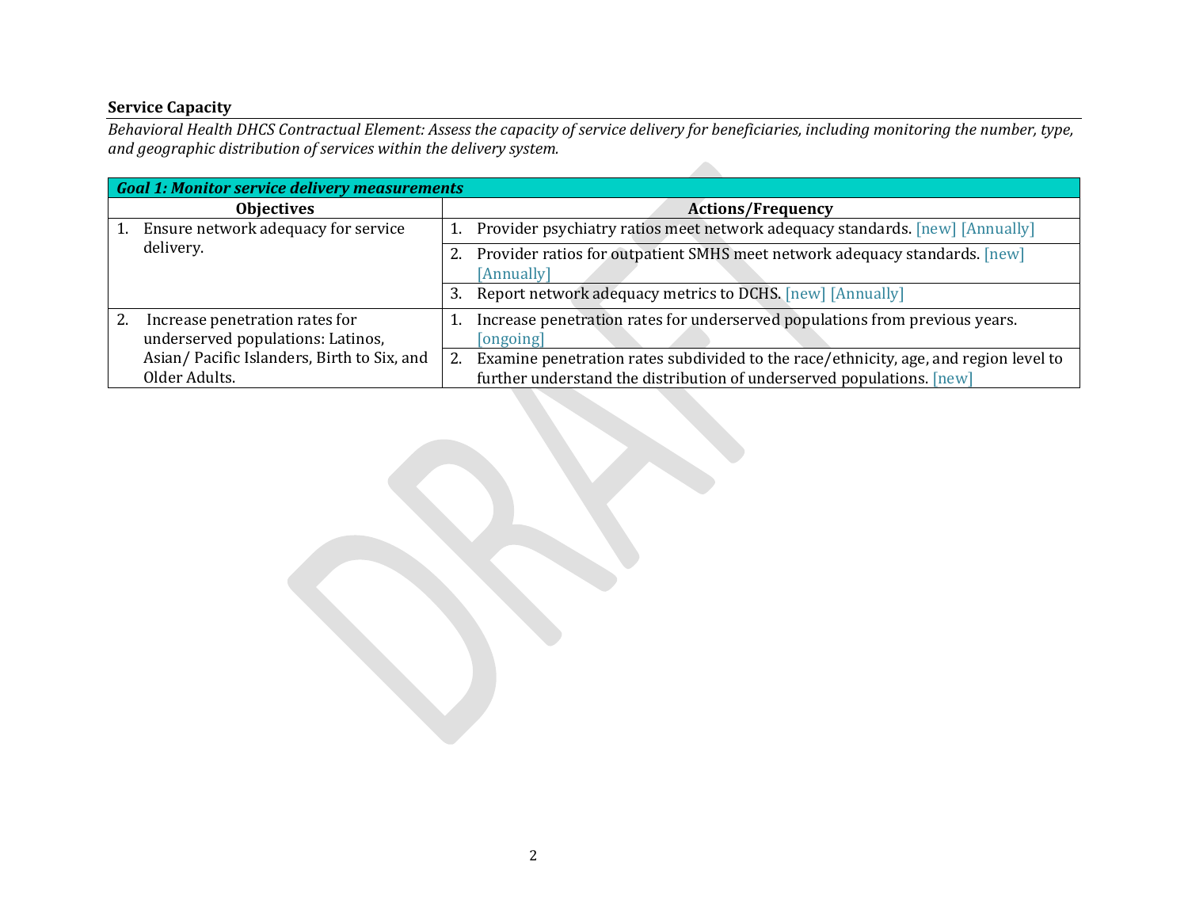## Service Capacity

*Behavioral Health DHCS Contractual Element: Assess the capacity of service delivery for beneficiaries, including monitoring the number, type, and geographic distribution of services within the delivery system.*

| ***Goal 1: Monitor service delivery measurements*** | |
|---|---|
| **Objectives** | **Actions/Frequency** |
| 1. Ensure network adequacy for service delivery. | 1. Provider psychiatry ratios meet network adequacy standards. [new] [Annually] |
| | 2. Provider ratios for outpatient SMHS meet network adequacy standards. [new] [Annually] |
| | 3. Report network adequacy metrics to DCHS. [new] [Annually] |
| 2. Increase penetration rates for underserved populations: Latinos, Asian/ Pacific Islanders, Birth to Six, and Older Adults. | 1. Increase penetration rates for underserved populations from previous years. [ongoing] |
| | 2. Examine penetration rates subdivided to the race/ethnicity, age, and region level to further understand the distribution of underserved populations. [new] |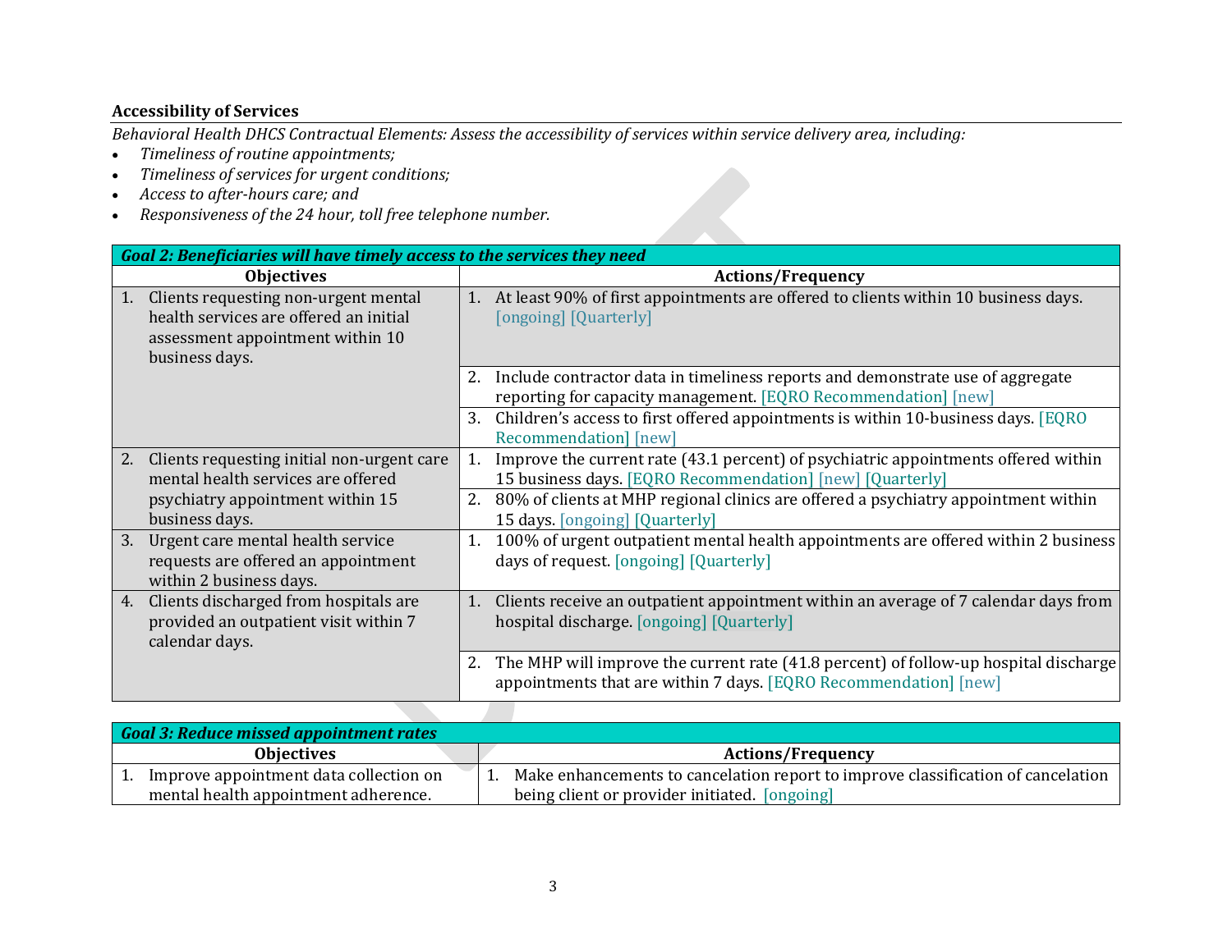### Accessibility of Services

*Behavioral Health DHCS Contractual Elements: Assess the accessibility of services within service delivery area, including:*

- *Timeliness of routine appointments;*
- *Timeliness of services for urgent conditions;*
- *Access to after-hours care; and*
- *Responsiveness of the 24 hour, toll free telephone number.*

| ***Goal 2: Beneficiaries will have timely access to the services they need*** | |
|---|---|
| **Objectives** | **Actions/Frequency** |
| 1. Clients requesting non-urgent mental health services are offered an initial assessment appointment within 10 business days. | 1. At least 90% of first appointments are offered to clients within 10 business days. [ongoing] [Quarterly] |
| | 2. Include contractor data in timeliness reports and demonstrate use of aggregate reporting for capacity management. [EQRO Recommendation] [new] |
| | 3. Children's access to first offered appointments is within 10-business days. [EQRO Recommendation] [new] |
| 2. Clients requesting initial non-urgent care mental health services are offered psychiatry appointment within 15 business days. | 1. Improve the current rate (43.1 percent) of psychiatric appointments offered within 15 business days. [EQRO Recommendation] [new] [Quarterly] |
| | 2. 80% of clients at MHP regional clinics are offered a psychiatry appointment within 15 days. [ongoing] [Quarterly] |
| 3. Urgent care mental health service requests are offered an appointment within 2 business days. | 1. 100% of urgent outpatient mental health appointments are offered within 2 business days of request. [ongoing] [Quarterly] |
| 4. Clients discharged from hospitals are provided an outpatient visit within 7 calendar days. | 1. Clients receive an outpatient appointment within an average of 7 calendar days from hospital discharge. [ongoing] [Quarterly] |
| | 2. The MHP will improve the current rate (41.8 percent) of follow-up hospital discharge appointments that are within 7 days. [EQRO Recommendation] [new] |

| ***Goal 3: Reduce missed appointment rates*** | |
|---|---|
| **Objectives** | **Actions/Frequency** |
| 1. Improve appointment data collection on mental health appointment adherence. | 1. Make enhancements to cancelation report to improve classification of cancelation being client or provider initiated. [ongoing] |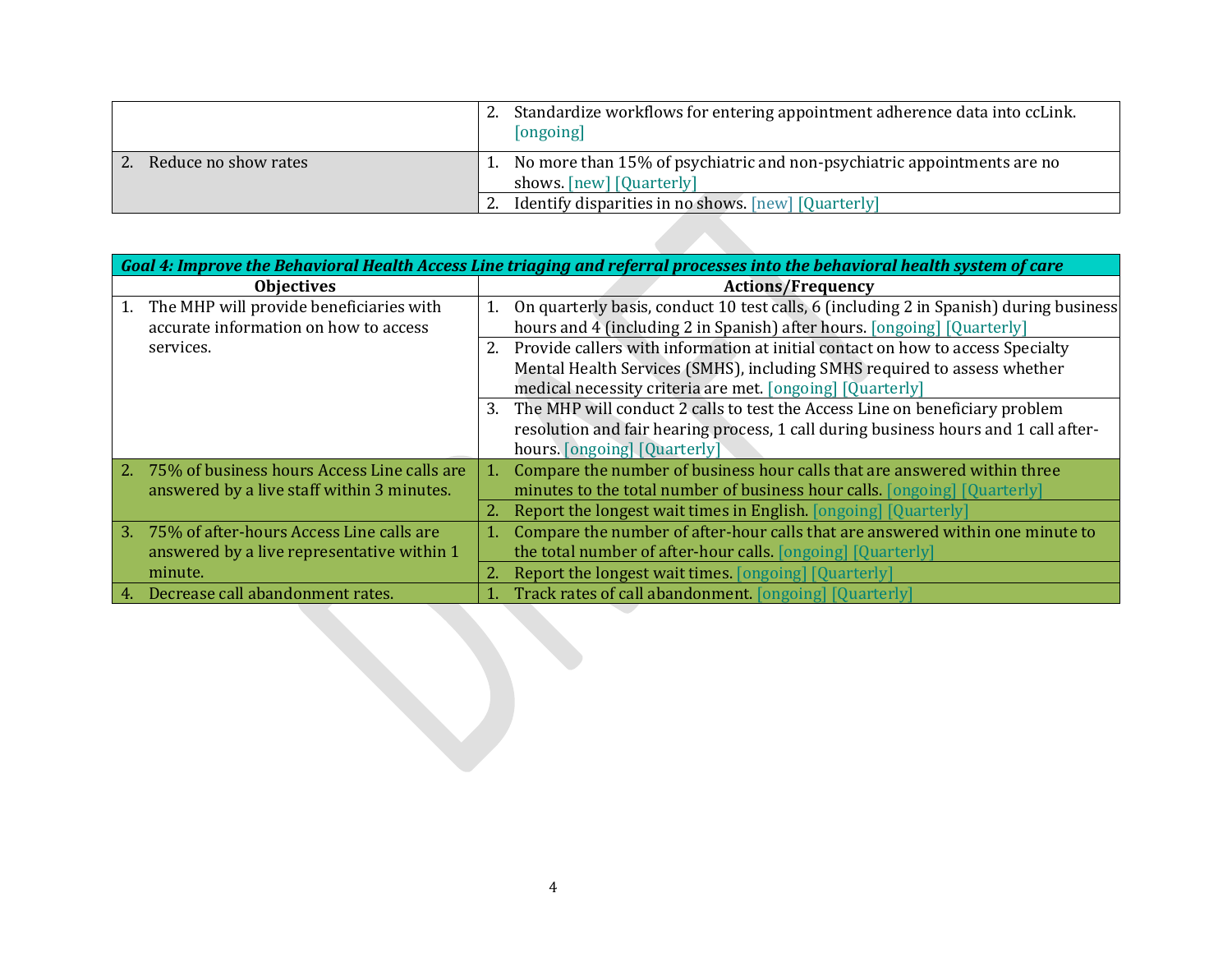| | |
|---|---|
| | 2. Standardize workflows for entering appointment adherence data into ccLink. [ongoing] |
| 2. Reduce no show rates | 1. No more than 15% of psychiatric and non-psychiatric appointments are no shows. [new] [Quarterly] |
| | 2. Identify disparities in no shows. [new] [Quarterly] |

| ***Goal 4: Improve the Behavioral Health Access Line triaging and referral processes into the behavioral health system of care*** | |
|---|---|
| **Objectives** | **Actions/Frequency** |
| 1. The MHP will provide beneficiaries with accurate information on how to access services. | 1. On quarterly basis, conduct 10 test calls, 6 (including 2 in Spanish) during business hours and 4 (including 2 in Spanish) after hours. [ongoing] [Quarterly] |
| | 2. Provide callers with information at initial contact on how to access Specialty Mental Health Services (SMHS), including SMHS required to assess whether medical necessity criteria are met. [ongoing] [Quarterly] |
| | 3. The MHP will conduct 2 calls to test the Access Line on beneficiary problem resolution and fair hearing process, 1 call during business hours and 1 call after-hours. [ongoing] [Quarterly] |
| 2. 75% of business hours Access Line calls are answered by a live staff within 3 minutes. | 1. Compare the number of business hour calls that are answered within three minutes to the total number of business hour calls. [ongoing] [Quarterly] |
| | 2. Report the longest wait times in English. [ongoing] [Quarterly] |
| 3. 75% of after-hours Access Line calls are answered by a live representative within 1 minute. | 1. Compare the number of after-hour calls that are answered within one minute to the total number of after-hour calls. [ongoing] [Quarterly] |
| | 2. Report the longest wait times. [ongoing] [Quarterly] |
| 4. Decrease call abandonment rates. | 1. Track rates of call abandonment. [ongoing] [Quarterly] |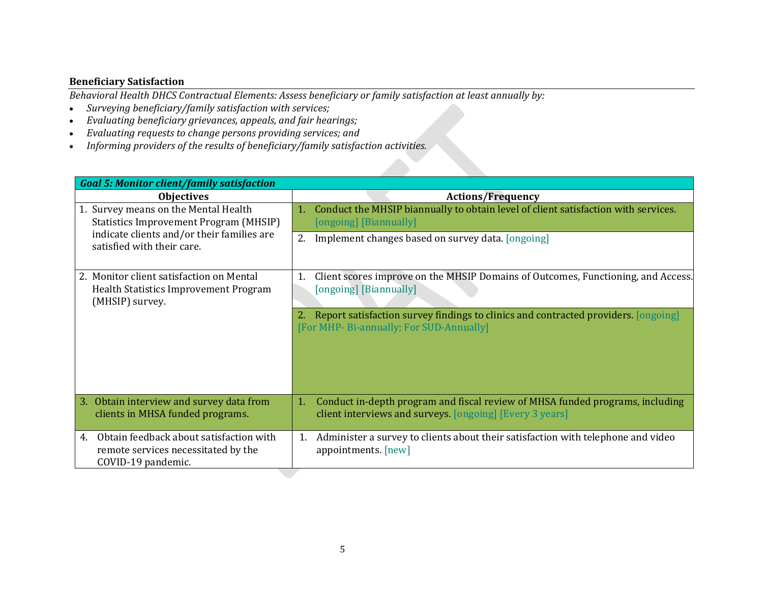### Beneficiary Satisfaction

*Behavioral Health DHCS Contractual Elements: Assess beneficiary or family satisfaction at least annually by:*

- *Surveying beneficiary/family satisfaction with services;*
- *Evaluating beneficiary grievances, appeals, and fair hearings;*
- *Evaluating requests to change persons providing services; and*
- *Informing providers of the results of beneficiary/family satisfaction activities.*

| ***Goal 5: Monitor client/family satisfaction*** | |
|---|---|
| **Objectives** | **Actions/Frequency** |
| 1. Survey means on the Mental Health Statistics Improvement Program (MHSIP) indicate clients and/or their families are satisfied with their care. | 1. Conduct the MHSIP biannually to obtain level of client satisfaction with services. [ongoing] [Biannually] |
| | 2. Implement changes based on survey data. [ongoing] |
| 2. Monitor client satisfaction on Mental Health Statistics Improvement Program (MHSIP) survey. | 1. Client scores improve on the MHSIP Domains of Outcomes, Functioning, and Access. [ongoing] [Biannually] |
| | 2. Report satisfaction survey findings to clinics and contracted providers. [ongoing] [For MHP- Bi-annually; For SUD-Annually] |
| 3. Obtain interview and survey data from clients in MHSA funded programs. | 1. Conduct in-depth program and fiscal review of MHSA funded programs, including client interviews and surveys. [ongoing] [Every 3 years] |
| 4. Obtain feedback about satisfaction with remote services necessitated by the COVID-19 pandemic. | 1. Administer a survey to clients about their satisfaction with telephone and video appointments. [new] |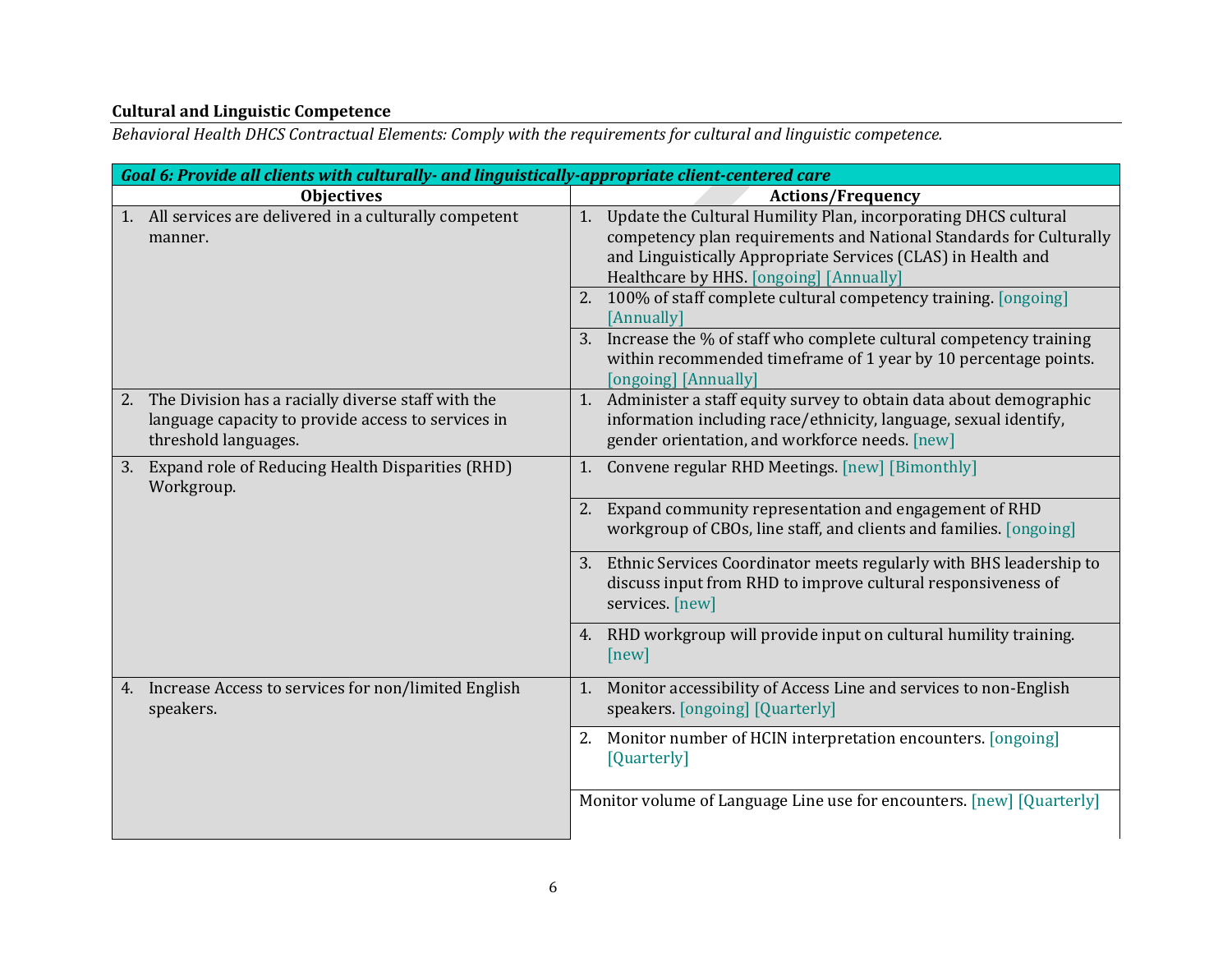**Cultural and Linguistic Competence**

*Behavioral Health DHCS Contractual Elements: Comply with the requirements for cultural and linguistic competence.*

| ***Goal 6: Provide all clients with culturally- and linguistically-appropriate client-centered care*** | |
|---|---|
| **Objectives** | **Actions/Frequency** |
| 1. All services are delivered in a culturally competent manner. | 1. Update the Cultural Humility Plan, incorporating DHCS cultural competency plan requirements and National Standards for Culturally and Linguistically Appropriate Services (CLAS) in Health and Healthcare by HHS. [ongoing] [Annually] |
| | 2. 100% of staff complete cultural competency training. [ongoing] [Annually] |
| | 3. Increase the % of staff who complete cultural competency training within recommended timeframe of 1 year by 10 percentage points. [ongoing] [Annually] |
| 2. The Division has a racially diverse staff with the language capacity to provide access to services in threshold languages. | 1. Administer a staff equity survey to obtain data about demographic information including race/ethnicity, language, sexual identify, gender orientation, and workforce needs. [new] |
| 3. Expand role of Reducing Health Disparities (RHD) Workgroup. | 1. Convene regular RHD Meetings. [new] [Bimonthly] |
| | 2. Expand community representation and engagement of RHD workgroup of CBOs, line staff, and clients and families. [ongoing] |
| | 3. Ethnic Services Coordinator meets regularly with BHS leadership to discuss input from RHD to improve cultural responsiveness of services. [new] |
| | 4. RHD workgroup will provide input on cultural humility training. [new] |
| 4. Increase Access to services for non/limited English speakers. | 1. Monitor accessibility of Access Line and services to non-English speakers. [ongoing] [Quarterly] |
| | 2. Monitor number of HCIN interpretation encounters. [ongoing] [Quarterly] |
| | Monitor volume of Language Line use for encounters. [new] [Quarterly] |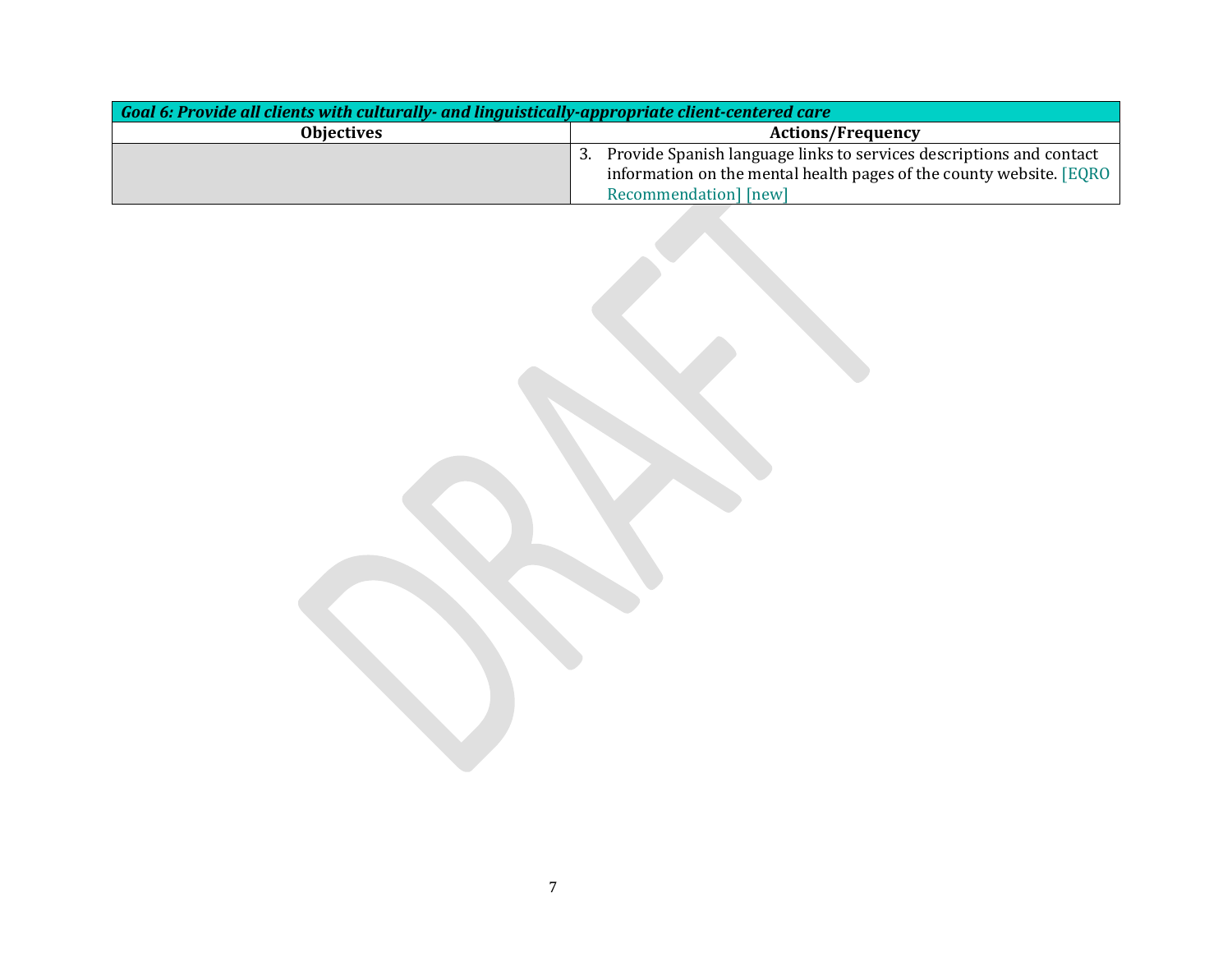| Goal 6: *Provide all clients with culturally- and linguistically-appropriate client-centered care* | |
|---|---|
| **Objectives** | **Actions/Frequency** |
| | 3. Provide Spanish language links to services descriptions and contact information on the mental health pages of the county website. [EQRO Recommendation] [new] |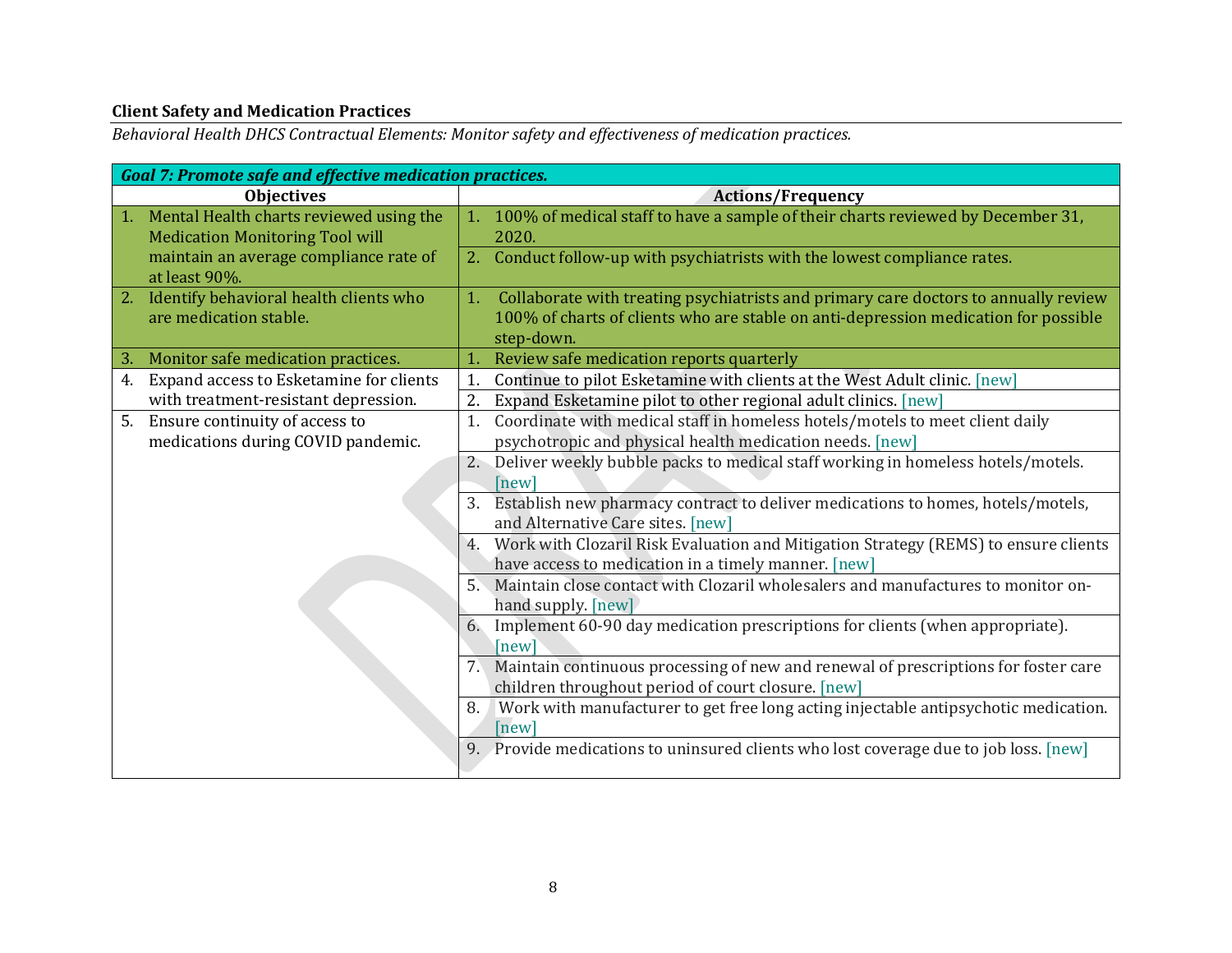**Client Safety and Medication Practices**

*Behavioral Health DHCS Contractual Elements: Monitor safety and effectiveness of medication practices.*

| ***Goal 7: Promote safe and effective medication practices.*** | |
|---|---|
| **Objectives** | **Actions/Frequency** |
| 1. Mental Health charts reviewed using the Medication Monitoring Tool will maintain an average compliance rate of at least 90%. | 1. 100% of medical staff to have a sample of their charts reviewed by December 31, 2020. |
| | 2. Conduct follow-up with psychiatrists with the lowest compliance rates. |
| 2. Identify behavioral health clients who are medication stable. | 1. Collaborate with treating psychiatrists and primary care doctors to annually review 100% of charts of clients who are stable on anti-depression medication for possible step-down. |
| 3. Monitor safe medication practices. | 1. Review safe medication reports quarterly |
| 4. Expand access to Esketamine for clients with treatment-resistant depression. | 1. Continue to pilot Esketamine with clients at the West Adult clinic. [new] |
| | 2. Expand Esketamine pilot to other regional adult clinics. [new] |
| 5. Ensure continuity of access to medications during COVID pandemic. | 1. Coordinate with medical staff in homeless hotels/motels to meet client daily psychotropic and physical health medication needs. [new] |
| | 2. Deliver weekly bubble packs to medical staff working in homeless hotels/motels. [new] |
| | 3. Establish new pharmacy contract to deliver medications to homes, hotels/motels, and Alternative Care sites. [new] |
| | 4. Work with Clozaril Risk Evaluation and Mitigation Strategy (REMS) to ensure clients have access to medication in a timely manner. [new] |
| | 5. Maintain close contact with Clozaril wholesalers and manufactures to monitor on-hand supply. [new] |
| | 6. Implement 60-90 day medication prescriptions for clients (when appropriate). [new] |
| | 7. Maintain continuous processing of new and renewal of prescriptions for foster care children throughout period of court closure. [new] |
| | 8. Work with manufacturer to get free long acting injectable antipsychotic medication. [new] |
| | 9. Provide medications to uninsured clients who lost coverage due to job loss. [new] |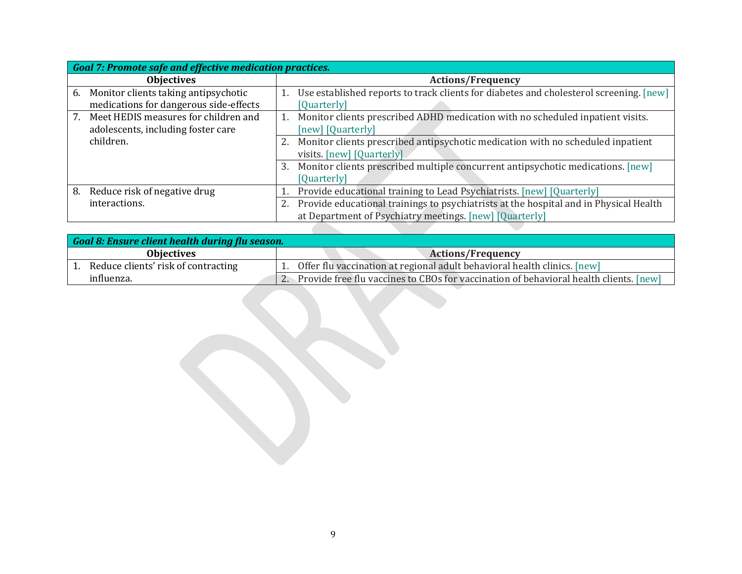| *Goal 7: Promote safe and effective medication practices.* | |
|---|---|
| **Objectives** | **Actions/Frequency** |
| 6. Monitor clients taking antipsychotic medications for dangerous side-effects | 1. Use established reports to track clients for diabetes and cholesterol screening. [new] [Quarterly] |
| 7. Meet HEDIS measures for children and adolescents, including foster care children. | 1. Monitor clients prescribed ADHD medication with no scheduled inpatient visits. [new] [Quarterly] |
| | 2. Monitor clients prescribed antipsychotic medication with no scheduled inpatient visits. [new] [Quarterly] |
| | 3. Monitor clients prescribed multiple concurrent antipsychotic medications. [new] [Quarterly] |
| 8. Reduce risk of negative drug interactions. | 1. Provide educational training to Lead Psychiatrists. [new] [Quarterly] |
| | 2. Provide educational trainings to psychiatrists at the hospital and in Physical Health at Department of Psychiatry meetings. [new] [Quarterly] |

| *Goal 8: Ensure client health during flu season.* | |
|---|---|
| **Objectives** | **Actions/Frequency** |
| 1. Reduce clients' risk of contracting influenza. | 1. Offer flu vaccination at regional adult behavioral health clinics. [new] |
| | 2. Provide free flu vaccines to CBOs for vaccination of behavioral health clients. [new] |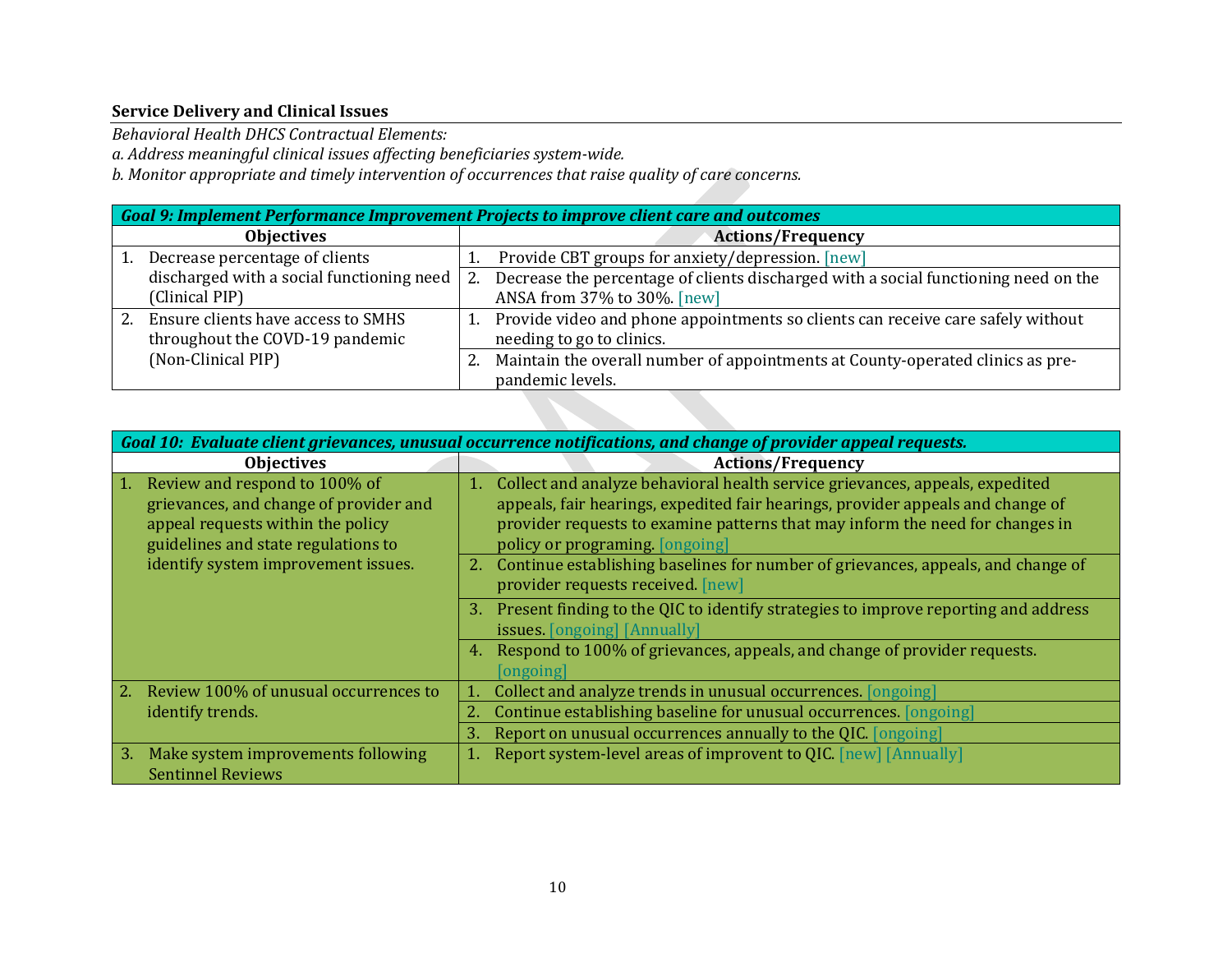**Service Delivery and Clinical Issues**

*Behavioral Health DHCS Contractual Elements:*
*a. Address meaningful clinical issues affecting beneficiaries system-wide.*
*b. Monitor appropriate and timely intervention of occurrences that raise quality of care concerns.*

| ***Goal 9: Implement Performance Improvement Projects to improve client care and outcomes*** | |
|---|---|
| **Objectives** | **Actions/Frequency** |
| 1. Decrease percentage of clients discharged with a social functioning need (Clinical PIP) | 1. Provide CBT groups for anxiety/depression. [new] |
| | 2. Decrease the percentage of clients discharged with a social functioning need on the ANSA from 37% to 30%. [new] |
| 2. Ensure clients have access to SMHS throughout the COVD-19 pandemic (Non-Clinical PIP) | 1. Provide video and phone appointments so clients can receive care safely without needing to go to clinics. |
| | 2. Maintain the overall number of appointments at County-operated clinics as pre-pandemic levels. |

| ***Goal 10: Evaluate client grievances, unusual occurrence notifications, and change of provider appeal requests.*** | |
|---|---|
| **Objectives** | **Actions/Frequency** |
| 1. Review and respond to 100% of grievances, and change of provider and appeal requests within the policy guidelines and state regulations to identify system improvement issues. | 1. Collect and analyze behavioral health service grievances, appeals, expedited appeals, fair hearings, expedited fair hearings, provider appeals and change of provider requests to examine patterns that may inform the need for changes in policy or programing. [ongoing] |
| | 2. Continue establishing baselines for number of grievances, appeals, and change of provider requests received. [new] |
| | 3. Present finding to the QIC to identify strategies to improve reporting and address issues. [ongoing] [Annually] |
| | 4. Respond to 100% of grievances, appeals, and change of provider requests. [ongoing] |
| 2. Review 100% of unusual occurrences to identify trends. | 1. Collect and analyze trends in unusual occurrences. [ongoing] |
| | 2. Continue establishing baseline for unusual occurrences. [ongoing] |
| | 3. Report on unusual occurrences annually to the QIC. [ongoing] |
| 3. Make system improvements following Sentinnel Reviews | 1. Report system-level areas of improvent to QIC. [new] [Annually] |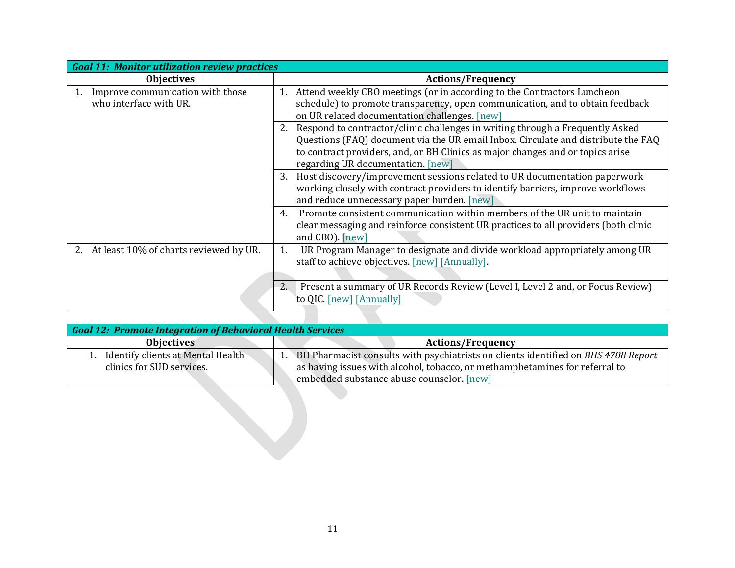| *Goal 11: Monitor utilization review practices* | |
|---|---|
| **Objectives** | **Actions/Frequency** |
| 1. Improve communication with those who interface with UR. | 1. Attend weekly CBO meetings (or in according to the Contractors Luncheon schedule) to promote transparency, open communication, and to obtain feedback on UR related documentation challenges. [new] |
| | 2. Respond to contractor/clinic challenges in writing through a Frequently Asked Questions (FAQ) document via the UR email Inbox. Circulate and distribute the FAQ to contract providers, and, or BH Clinics as major changes and or topics arise regarding UR documentation. [new] |
| | 3. Host discovery/improvement sessions related to UR documentation paperwork working closely with contract providers to identify barriers, improve workflows and reduce unnecessary paper burden. [new] |
| | 4. Promote consistent communication within members of the UR unit to maintain clear messaging and reinforce consistent UR practices to all providers (both clinic and CBO). [new] |
| 2. At least 10% of charts reviewed by UR. | 1. UR Program Manager to designate and divide workload appropriately among UR staff to achieve objectives. [new] [Annually]. |
| | 2. Present a summary of UR Records Review (Level I, Level 2 and, or Focus Review) to QIC. [new] [Annually] |

| *Goal 12: Promote Integration of Behavioral Health Services* | |
|---|---|
| **Objectives** | **Actions/Frequency** |
| 1. Identify clients at Mental Health clinics for SUD services. | 1. BH Pharmacist consults with psychiatrists on clients identified on *BHS 4788 Report* as having issues with alcohol, tobacco, or methamphetamines for referral to embedded substance abuse counselor. [new] |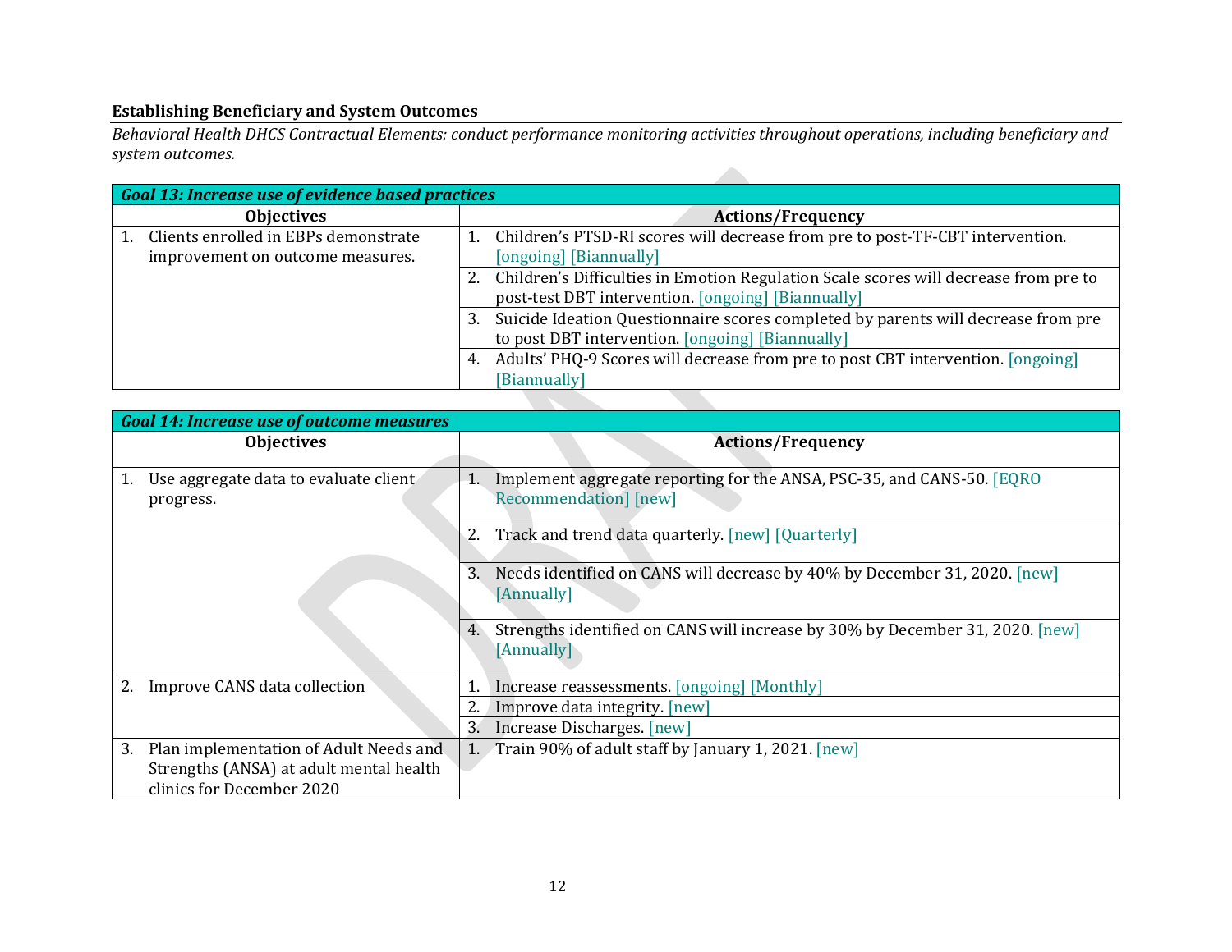**Establishing Beneficiary and System Outcomes**

*Behavioral Health DHCS Contractual Elements: conduct performance monitoring activities throughout operations, including beneficiary and system outcomes.*

| ***Goal 13: Increase use of evidence based practices*** | |
|---|---|
| **Objectives** | **Actions/Frequency** |
| 1. Clients enrolled in EBPs demonstrate improvement on outcome measures. | 1. Children's PTSD-RI scores will decrease from pre to post-TF-CBT intervention. [ongoing] [Biannually] |
| | 2. Children's Difficulties in Emotion Regulation Scale scores will decrease from pre to post-test DBT intervention. [ongoing] [Biannually] |
| | 3. Suicide Ideation Questionnaire scores completed by parents will decrease from pre to post DBT intervention. [ongoing] [Biannually] |
| | 4. Adults' PHQ-9 Scores will decrease from pre to post CBT intervention. [ongoing] [Biannually] |

| ***Goal 14: Increase use of outcome measures*** | |
|---|---|
| **Objectives** | **Actions/Frequency** |
| 1. Use aggregate data to evaluate client progress. | 1. Implement aggregate reporting for the ANSA, PSC-35, and CANS-50. [EQRO Recommendation] [new] |
| | 2. Track and trend data quarterly. [new] [Quarterly] |
| | 3. Needs identified on CANS will decrease by 40% by December 31, 2020. [new] [Annually] |
| | 4. Strengths identified on CANS will increase by 30% by December 31, 2020. [new] [Annually] |
| 2. Improve CANS data collection | 1. Increase reassessments. [ongoing] [Monthly] |
| | 2. Improve data integrity. [new] |
| | 3. Increase Discharges. [new] |
| 3. Plan implementation of Adult Needs and Strengths (ANSA) at adult mental health clinics for December 2020 | 1. Train 90% of adult staff by January 1, 2021. [new] |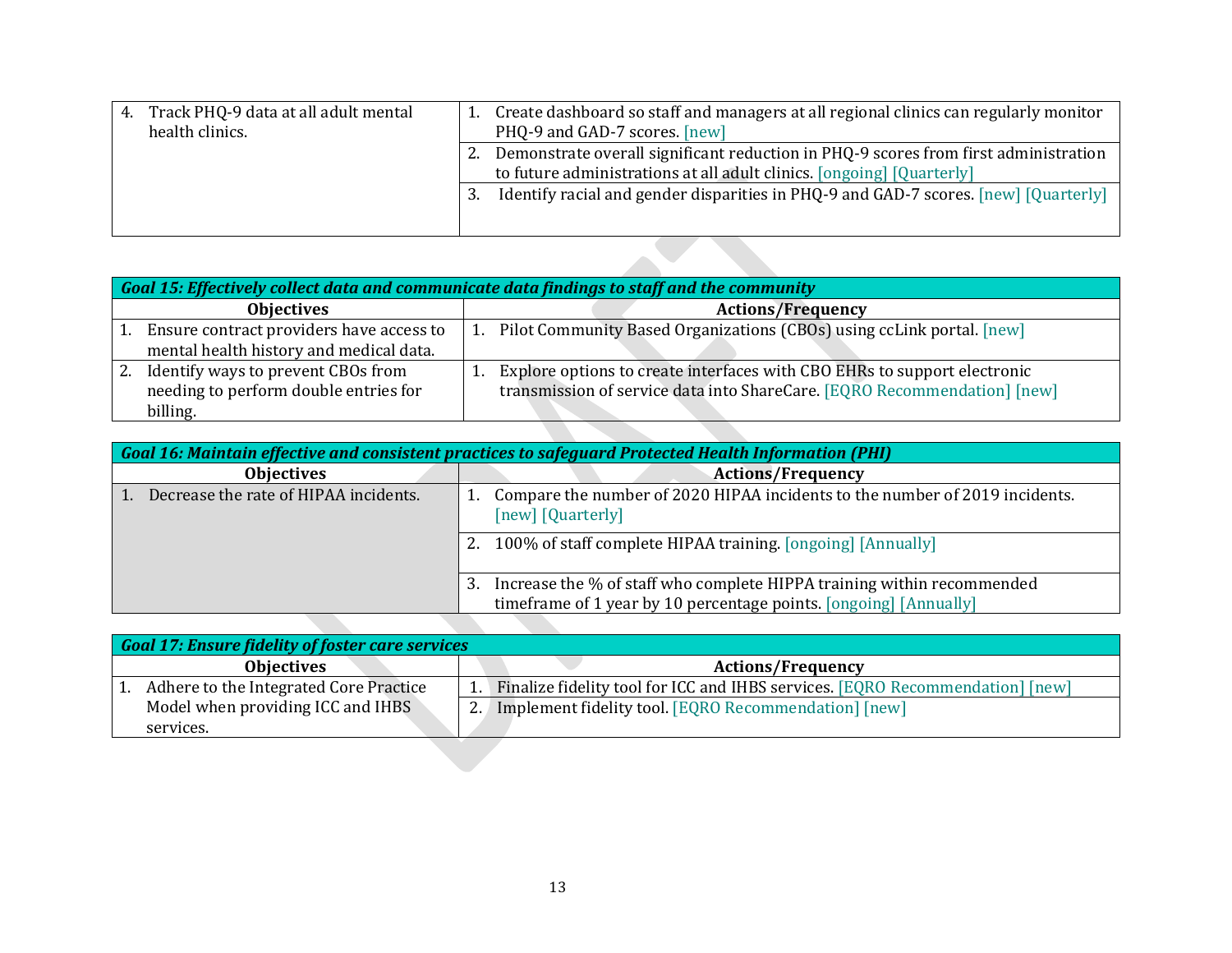| | |
|---|---|
| 4. Track PHQ-9 data at all adult mental health clinics. | 1. Create dashboard so staff and managers at all regional clinics can regularly monitor PHQ-9 and GAD-7 scores. [new] |
| | 2. Demonstrate overall significant reduction in PHQ-9 scores from first administration to future administrations at all adult clinics. [ongoing] [Quarterly] |
| | 3. Identify racial and gender disparities in PHQ-9 and GAD-7 scores. [new] [Quarterly] |

| ***Goal 15: Effectively collect data and communicate data findings to staff and the community*** | |
|---|---|
| **Objectives** | **Actions/Frequency** |
| 1. Ensure contract providers have access to mental health history and medical data. | 1. Pilot Community Based Organizations (CBOs) using ccLink portal. [new] |
| 2. Identify ways to prevent CBOs from needing to perform double entries for billing. | 1. Explore options to create interfaces with CBO EHRs to support electronic transmission of service data into ShareCare. [EQRO Recommendation] [new] |

| ***Goal 16: Maintain effective and consistent practices to safeguard Protected Health Information (PHI)*** | |
|---|---|
| **Objectives** | **Actions/Frequency** |
| 1. Decrease the rate of HIPAA incidents. | 1. Compare the number of 2020 HIPAA incidents to the number of 2019 incidents. [new] [Quarterly] |
| | 2. 100% of staff complete HIPAA training. [ongoing] [Annually] |
| | 3. Increase the % of staff who complete HIPPA training within recommended timeframe of 1 year by 10 percentage points. [ongoing] [Annually] |

| ***Goal 17: Ensure fidelity of foster care services*** | |
|---|---|
| **Objectives** | **Actions/Frequency** |
| 1. Adhere to the Integrated Core Practice Model when providing ICC and IHBS services. | 1. Finalize fidelity tool for ICC and IHBS services. [EQRO Recommendation] [new] |
| | 2. Implement fidelity tool. [EQRO Recommendation] [new] |